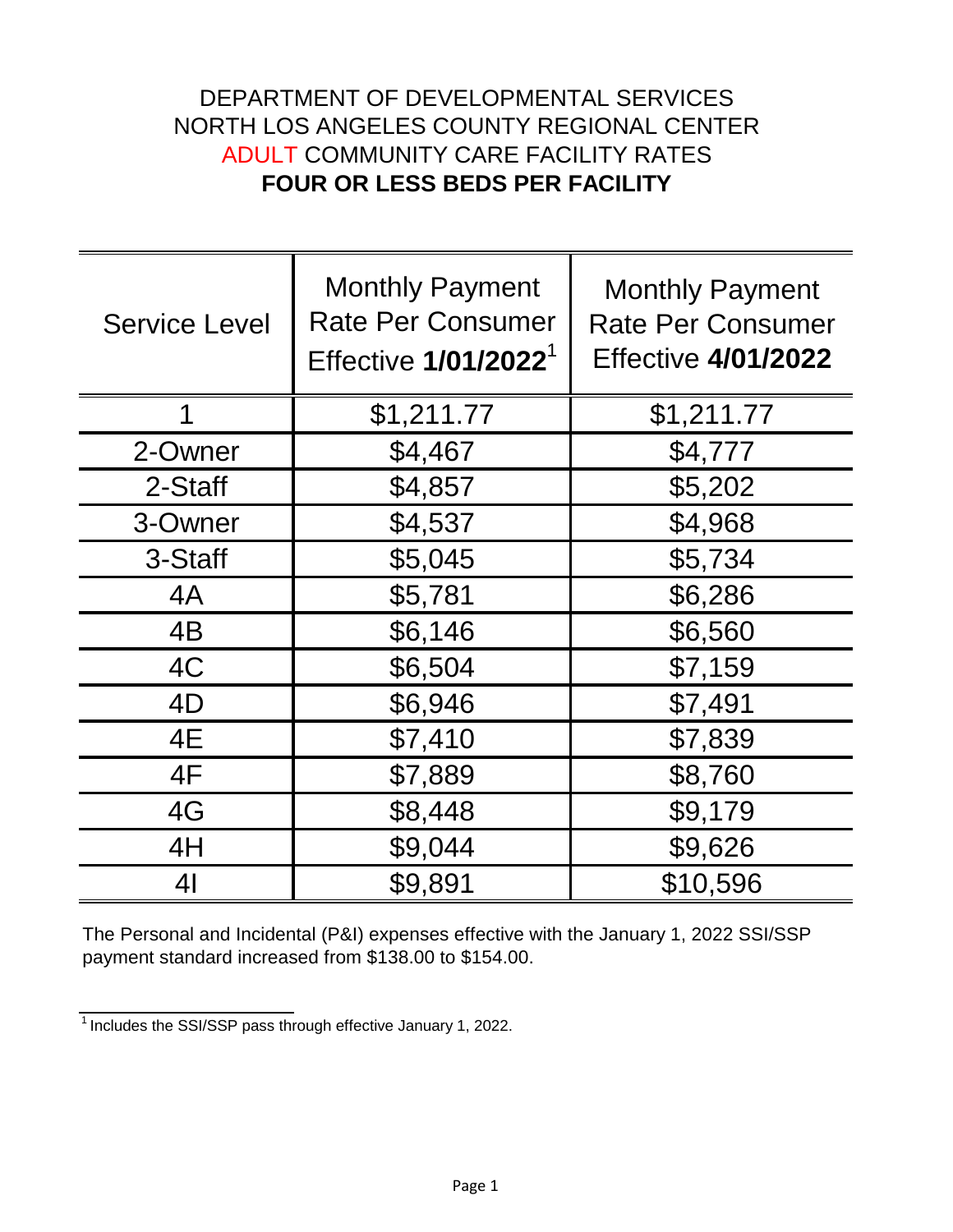# DEPARTMENT OF DEVELOPMENTAL SERVICES
# NORTH LOS ANGELES COUNTY REGIONAL CENTER
# ADULT COMMUNITY CARE FACILITY RATES
# **FOUR OR LESS BEDS PER FACILITY**

| Service Level | Monthly Payment Rate Per Consumer Effective **1/01/2022**[1] | Monthly Payment Rate Per Consumer Effective **4/01/2022** |
|---|---|---|
| 1 | $1,211.77 | $1,211.77 |
| 2-Owner | $4,467 | $4,777 |
| 2-Staff | $4,857 | $5,202 |
| 3-Owner | $4,537 | $4,968 |
| 3-Staff | $5,045 | $5,734 |
| 4A | $5,781 | $6,286 |
| 4B | $6,146 | $6,560 |
| 4C | $6,504 | $7,159 |
| 4D | $6,946 | $7,491 |
| 4E | $7,410 | $7,839 |
| 4F | $7,889 | $8,760 |
| 4G | $8,448 | $9,179 |
| 4H | $9,044 | $9,626 |
| 4I | $9,891 | $10,596 |

The Personal and Incidental (P&I) expenses effective with the January 1, 2022 SSI/SSP payment standard increased from $138.00 to $154.00.

[1] Includes the SSI/SSP pass through effective January 1, 2022.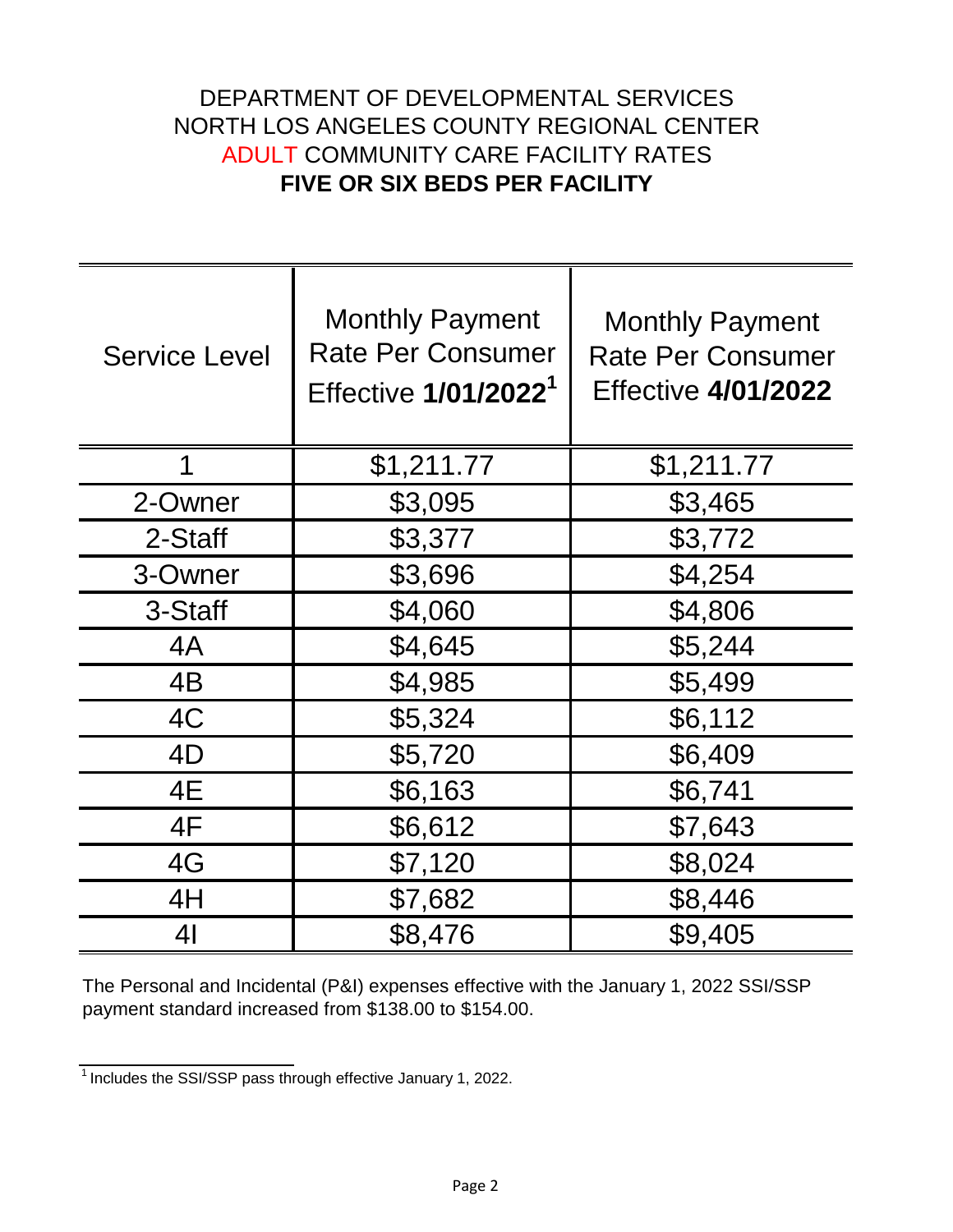# DEPARTMENT OF DEVELOPMENTAL SERVICES
# NORTH LOS ANGELES COUNTY REGIONAL CENTER
# ADULT COMMUNITY CARE FACILITY RATES
# FIVE OR SIX BEDS PER FACILITY

| Service Level | Monthly Payment Rate Per Consumer Effective **1/01/2022**[1] | Monthly Payment Rate Per Consumer Effective **4/01/2022** |
|---|---|---|
| 1 | $1,211.77 | $1,211.77 |
| 2-Owner | $3,095 | $3,465 |
| 2-Staff | $3,377 | $3,772 |
| 3-Owner | $3,696 | $4,254 |
| 3-Staff | $4,060 | $4,806 |
| 4A | $4,645 | $5,244 |
| 4B | $4,985 | $5,499 |
| 4C | $5,324 | $6,112 |
| 4D | $5,720 | $6,409 |
| 4E | $6,163 | $6,741 |
| 4F | $6,612 | $7,643 |
| 4G | $7,120 | $8,024 |
| 4H | $7,682 | $8,446 |
| 4I | $8,476 | $9,405 |

The Personal and Incidental (P&I) expenses effective with the January 1, 2022 SSI/SSP payment standard increased from $138.00 to $154.00.

[1] Includes the SSI/SSP pass through effective January 1, 2022.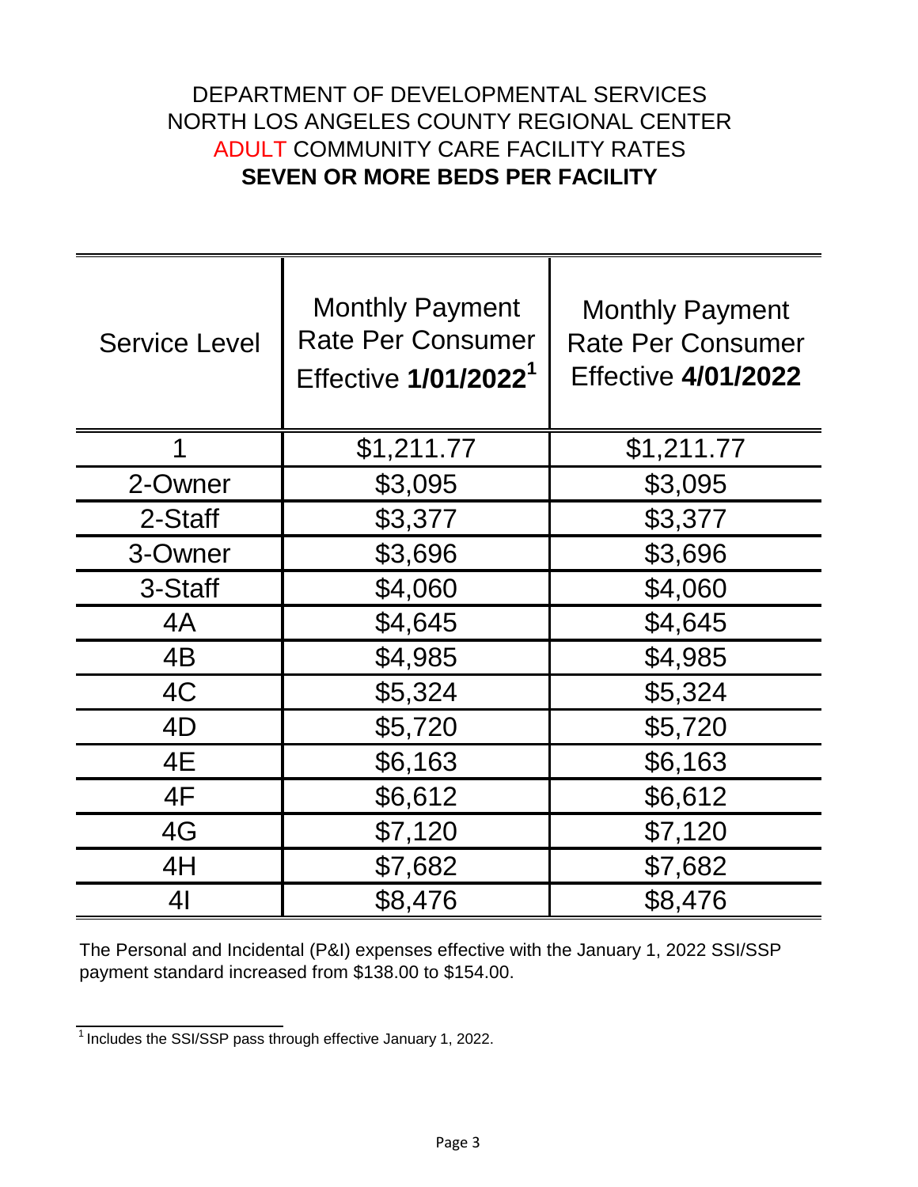DEPARTMENT OF DEVELOPMENTAL SERVICES
NORTH LOS ANGELES COUNTY REGIONAL CENTER
ADULT COMMUNITY CARE FACILITY RATES
**SEVEN OR MORE BEDS PER FACILITY**

| Service Level | Monthly Payment Rate Per Consumer Effective **1/01/2022**[1] | Monthly Payment Rate Per Consumer Effective **4/01/2022** |
|---|---|---|
| 1 | $1,211.77 | $1,211.77 |
| 2-Owner | $3,095 | $3,095 |
| 2-Staff | $3,377 | $3,377 |
| 3-Owner | $3,696 | $3,696 |
| 3-Staff | $4,060 | $4,060 |
| 4A | $4,645 | $4,645 |
| 4B | $4,985 | $4,985 |
| 4C | $5,324 | $5,324 |
| 4D | $5,720 | $5,720 |
| 4E | $6,163 | $6,163 |
| 4F | $6,612 | $6,612 |
| 4G | $7,120 | $7,120 |
| 4H | $7,682 | $7,682 |
| 4I | $8,476 | $8,476 |

The Personal and Incidental (P&I) expenses effective with the January 1, 2022 SSI/SSP payment standard increased from $138.00 to $154.00.

[1] Includes the SSI/SSP pass through effective January 1, 2022.